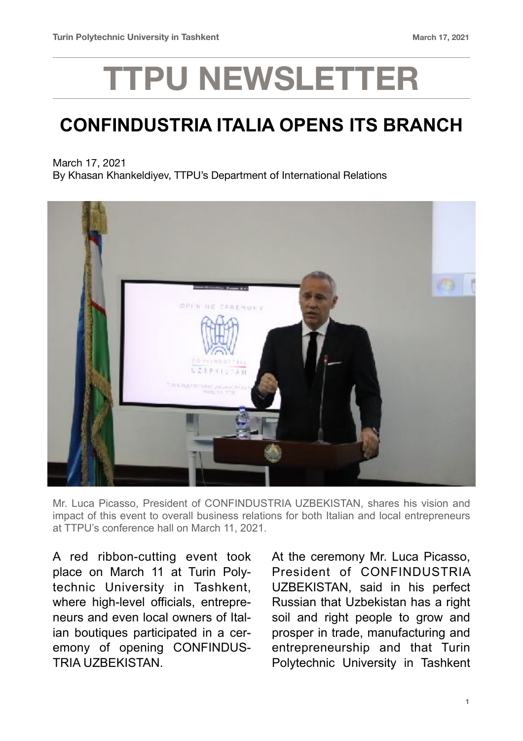# TTPU NEWSLETTER

## CONFINDUSTRIA ITALIA OPENS ITS BRANCH

March 17, 2021
By Khasan Khankeldiyev, TTPU's Department of International Relations

Mr. Luca Picasso, President of CONFINDUSTRIA UZBEKISTAN, shares his vision and impact of this event to overall business relations for both Italian and local entrepreneurs at TTPU's conference hall on March 11, 2021.

A red ribbon-cutting event took place on March 11 at Turin Polytechnic University in Tashkent, where high-level officials, entrepreneurs and even local owners of Italian boutiques participated in a ceremony of opening CONFINDUSTRIA UZBEKISTAN.

At the ceremony Mr. Luca Picasso, President of CONFINDUSTRIA UZBEKISTAN, said in his perfect Russian that Uzbekistan has a right soil and right people to grow and prosper in trade, manufacturing and entrepreneurship and that Turin Polytechnic University in Tashkent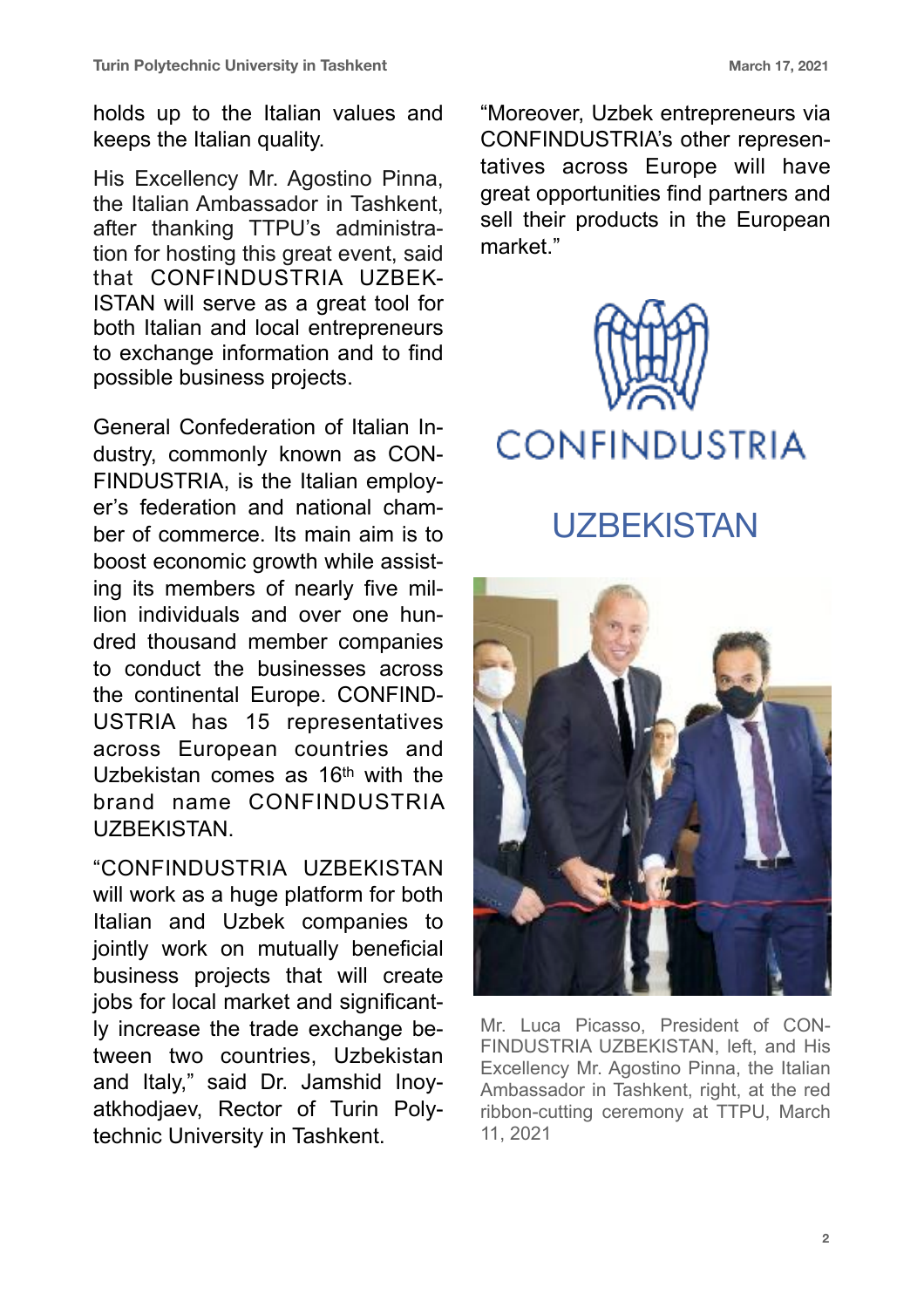holds up to the Italian values and keeps the Italian quality.

His Excellency Mr. Agostino Pinna, the Italian Ambassador in Tashkent, after thanking TTPU's administration for hosting this great event, said that CONFINDUSTRIA UZBEKISTAN will serve as a great tool for both Italian and local entrepreneurs to exchange information and to find possible business projects.

General Confederation of Italian Industry, commonly known as CONFINDUSTRIA, is the Italian employer's federation and national chamber of commerce. Its main aim is to boost economic growth while assisting its members of nearly five million individuals and over one hundred thousand member companies to conduct the businesses across the continental Europe. CONFINDUSTRIA has 15 representatives across European countries and Uzbekistan comes as 16th with the brand name CONFINDUSTRIA UZBEKISTAN.

"CONFINDUSTRIA UZBEKISTAN will work as a huge platform for both Italian and Uzbek companies to jointly work on mutually beneficial business projects that will create jobs for local market and significantly increase the trade exchange between two countries, Uzbekistan and Italy," said Dr. Jamshid Inoyatkhodjaev, Rector of Turin Polytechnic University in Tashkent.

"Moreover, Uzbek entrepreneurs via CONFINDUSTRIA's other representatives across Europe will have great opportunities find partners and sell their products in the European market."

CONFINDUSTRIA

UZBEKISTAN

Mr. Luca Picasso, President of CONFINDUSTRIA UZBEKISTAN, left, and His Excellency Mr. Agostino Pinna, the Italian Ambassador in Tashkent, right, at the red ribbon-cutting ceremony at TTPU, March 11, 2021